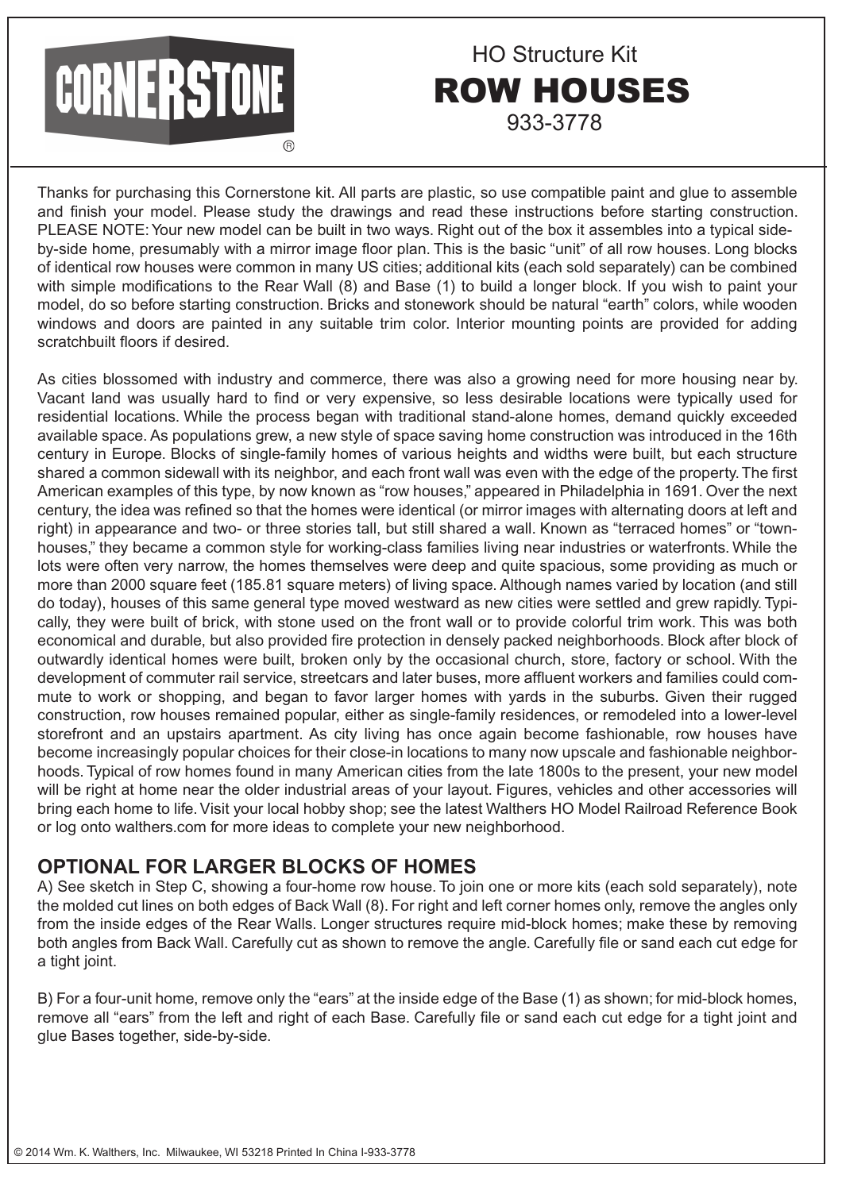CORNERSTONE®

HO Structure Kit

# ROW HOUSES

933-3778

Thanks for purchasing this Cornerstone kit. All parts are plastic, so use compatible paint and glue to assemble and finish your model. Please study the drawings and read these instructions before starting construction. PLEASE NOTE: Your new model can be built in two ways. Right out of the box it assembles into a typical side-by-side home, presumably with a mirror image floor plan. This is the basic "unit" of all row houses. Long blocks of identical row houses were common in many US cities; additional kits (each sold separately) can be combined with simple modifications to the Rear Wall (8) and Base (1) to build a longer block. If you wish to paint your model, do so before starting construction. Bricks and stonework should be natural "earth" colors, while wooden windows and doors are painted in any suitable trim color. Interior mounting points are provided for adding scratchbuilt floors if desired.

As cities blossomed with industry and commerce, there was also a growing need for more housing near by. Vacant land was usually hard to find or very expensive, so less desirable locations were typically used for residential locations. While the process began with traditional stand-alone homes, demand quickly exceeded available space. As populations grew, a new style of space saving home construction was introduced in the 16th century in Europe. Blocks of single-family homes of various heights and widths were built, but each structure shared a common sidewall with its neighbor, and each front wall was even with the edge of the property. The first American examples of this type, by now known as "row houses," appeared in Philadelphia in 1691. Over the next century, the idea was refined so that the homes were identical (or mirror images with alternating doors at left and right) in appearance and two- or three stories tall, but still shared a wall. Known as "terraced homes" or "town-houses," they became a common style for working-class families living near industries or waterfronts. While the lots were often very narrow, the homes themselves were deep and quite spacious, some providing as much or more than 2000 square feet (185.81 square meters) of living space. Although names varied by location (and still do today), houses of this same general type moved westward as new cities were settled and grew rapidly. Typically, they were built of brick, with stone used on the front wall or to provide colorful trim work. This was both economical and durable, but also provided fire protection in densely packed neighborhoods. Block after block of outwardly identical homes were built, broken only by the occasional church, store, factory or school. With the development of commuter rail service, streetcars and later buses, more affluent workers and families could commute to work or shopping, and began to favor larger homes with yards in the suburbs. Given their rugged construction, row houses remained popular, either as single-family residences, or remodeled into a lower-level storefront and an upstairs apartment. As city living has once again become fashionable, row houses have become increasingly popular choices for their close-in locations to many now upscale and fashionable neighborhoods. Typical of row homes found in many American cities from the late 1800s to the present, your new model will be right at home near the older industrial areas of your layout. Figures, vehicles and other accessories will bring each home to life. Visit your local hobby shop; see the latest Walthers HO Model Railroad Reference Book or log onto walthers.com for more ideas to complete your new neighborhood.

## OPTIONAL FOR LARGER BLOCKS OF HOMES

A) See sketch in Step C, showing a four-home row house. To join one or more kits (each sold separately), note the molded cut lines on both edges of Back Wall (8). For right and left corner homes only, remove the angles only from the inside edges of the Rear Walls. Longer structures require mid-block homes; make these by removing both angles from Back Wall. Carefully cut as shown to remove the angle. Carefully file or sand each cut edge for a tight joint.

B) For a four-unit home, remove only the "ears" at the inside edge of the Base (1) as shown; for mid-block homes, remove all "ears" from the left and right of each Base. Carefully file or sand each cut edge for a tight joint and glue Bases together, side-by-side.

© 2014 Wm. K. Walthers, Inc. Milwaukee, WI 53218 Printed In China I-933-3778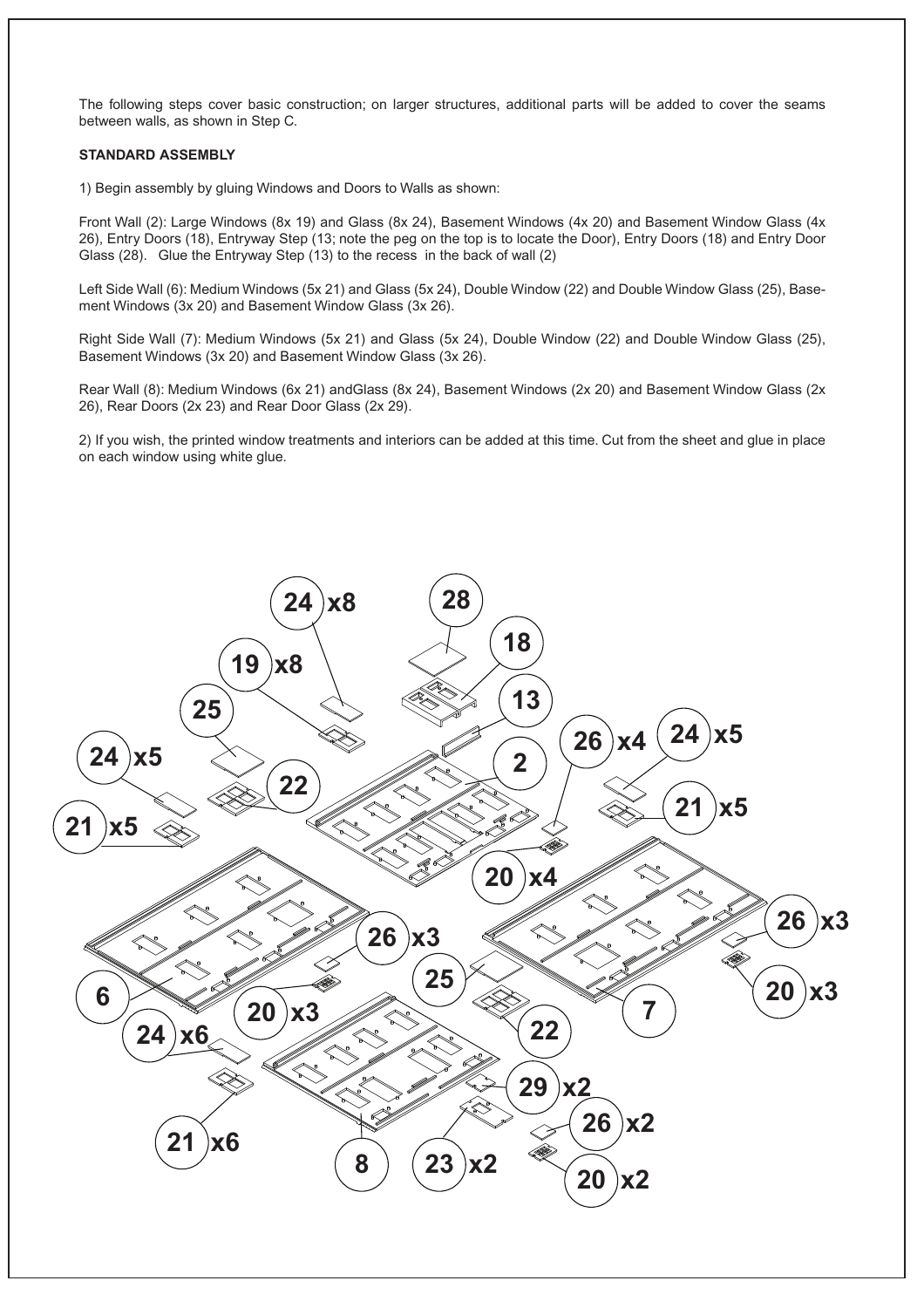The following steps cover basic construction; on larger structures, additional parts will be added to cover the seams between walls, as shown in Step C.

**STANDARD ASSEMBLY**

1) Begin assembly by gluing Windows and Doors to Walls as shown:

Front Wall (2): Large Windows (8x 19) and Glass (8x 24), Basement Windows (4x 20) and Basement Window Glass (4x 26), Entry Doors (18), Entryway Step (13; note the peg on the top is to locate the Door), Entry Doors (18) and Entry Door Glass (28). Glue the Entryway Step (13) to the recess in the back of wall (2)

Left Side Wall (6): Medium Windows (5x 21) and Glass (5x 24), Double Window (22) and Double Window Glass (25), Basement Windows (3x 20) and Basement Window Glass (3x 26).

Right Side Wall (7): Medium Windows (5x 21) and Glass (5x 24), Double Window (22) and Double Window Glass (25), Basement Windows (3x 20) and Basement Window Glass (3x 26).

Rear Wall (8): Medium Windows (6x 21) andGlass (8x 24), Basement Windows (2x 20) and Basement Window Glass (2x 26), Rear Doors (2x 23) and Rear Door Glass (2x 29).

2) If you wish, the printed window treatments and interiors can be added at this time. Cut from the sheet and glue in place on each window using white glue.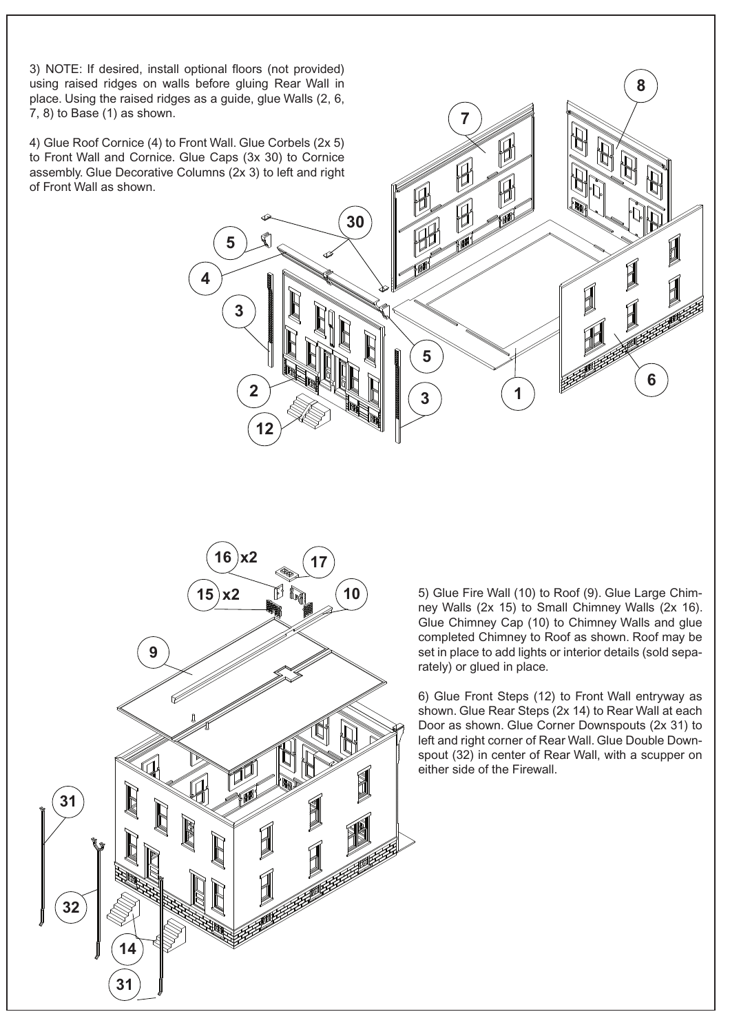3) NOTE: If desired, install optional floors (not provided) using raised ridges on walls before gluing Rear Wall in place. Using the raised ridges as a guide, glue Walls (2, 6, 7, 8) to Base (1) as shown.

4) Glue Roof Cornice (4) to Front Wall. Glue Corbels (2x 5) to Front Wall and Cornice. Glue Caps (3x 30) to Cornice assembly. Glue Decorative Columns (2x 3) to left and right of Front Wall as shown.

5) Glue Fire Wall (10) to Roof (9). Glue Large Chimney Walls (2x 15) to Small Chimney Walls (2x 16). Glue Chimney Cap (10) to Chimney Walls and glue completed Chimney to Roof as shown. Roof may be set in place to add lights or interior details (sold separately) or glued in place.

6) Glue Front Steps (12) to Front Wall entryway as shown. Glue Rear Steps (2x 14) to Rear Wall at each Door as shown. Glue Corner Downspouts (2x 31) to left and right corner of Rear Wall. Glue Double Downspout (32) in center of Rear Wall, with a scupper on either side of the Firewall.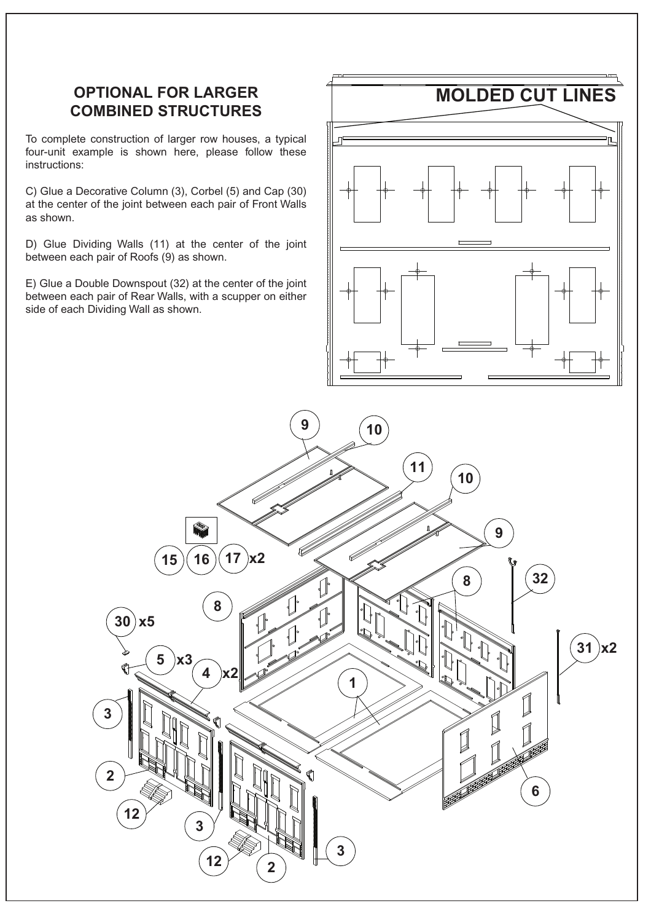## OPTIONAL FOR LARGER COMBINED STRUCTURES

To complete construction of larger row houses, a typical four-unit example is shown here, please follow these instructions:

C) Glue a Decorative Column (3), Corbel (5) and Cap (30) at the center of the joint between each pair of Front Walls as shown.

D) Glue Dividing Walls (11) at the center of the joint between each pair of Roofs (9) as shown.

E) Glue a Double Downspout (32) at the center of the joint between each pair of Rear Walls, with a scupper on either side of each Dividing Wall as shown.

MOLDED CUT LINES

9
10
11
10
9
15
16
17 x2
8
32
8
30 x5
5 x3
4 x2
31 x2
1
3
2
6
12
3
3
12
2